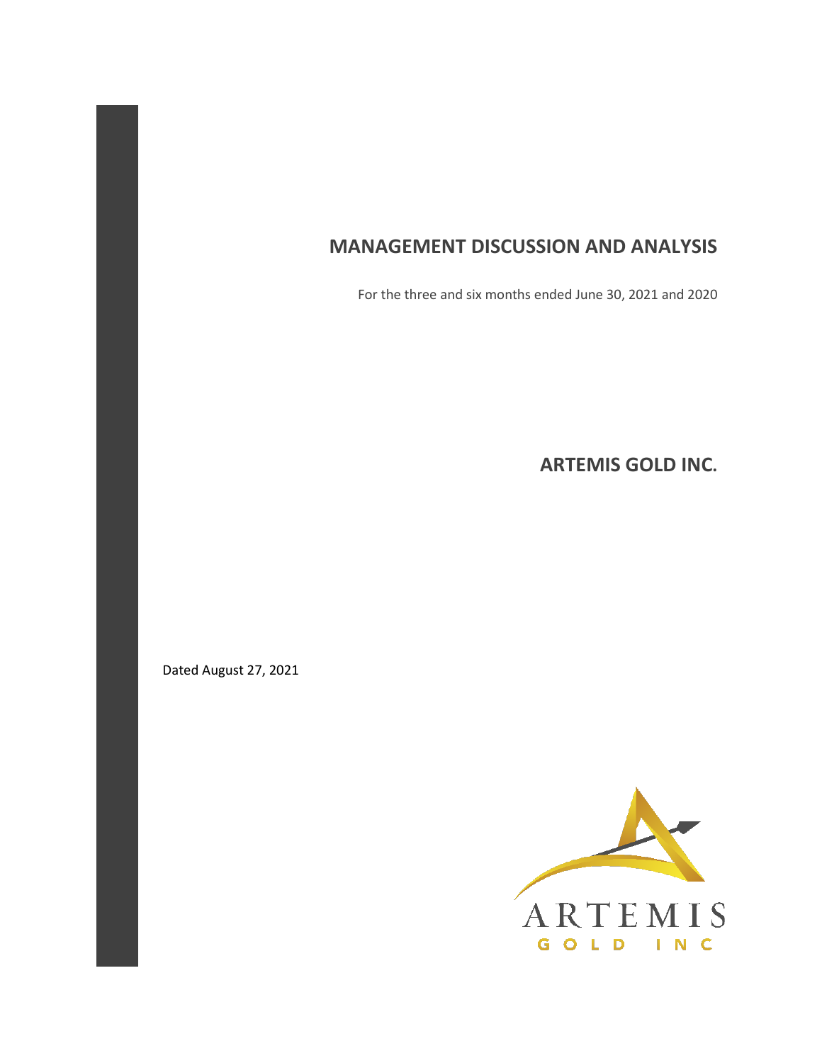# MANAGEMENT DISCUSSION AND ANALYSIS

For the three and six months ended June 30, 2021 and 2020

## ARTEMIS GOLD INC.

Dated August 27, 2021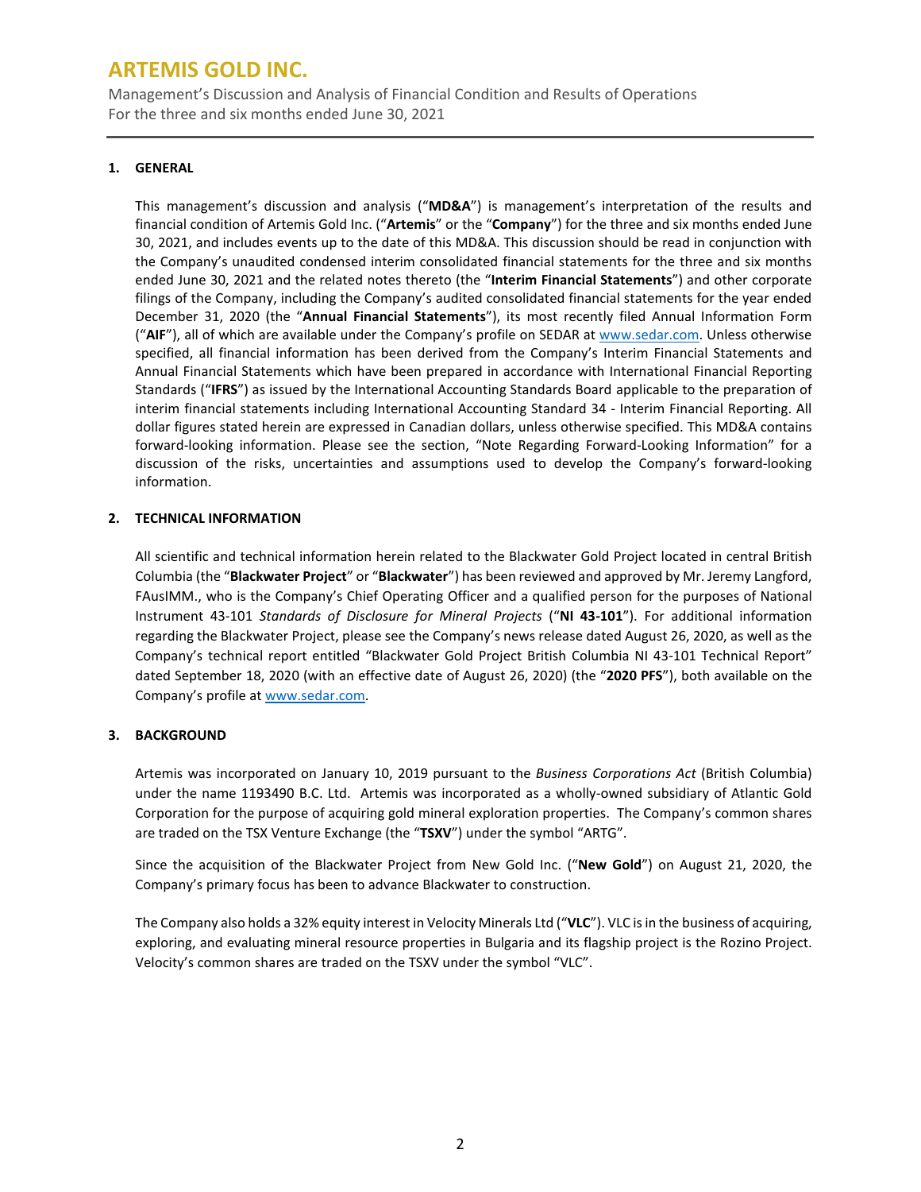## 1. GENERAL

This management's discussion and analysis ("**MD&A**") is management's interpretation of the results and financial condition of Artemis Gold Inc. ("**Artemis**" or the "**Company**") for the three and six months ended June 30, 2021, and includes events up to the date of this MD&A. This discussion should be read in conjunction with the Company's unaudited condensed interim consolidated financial statements for the three and six months ended June 30, 2021 and the related notes thereto (the "**Interim Financial Statements**") and other corporate filings of the Company, including the Company's audited consolidated financial statements for the year ended December 31, 2020 (the "**Annual Financial Statements**"), its most recently filed Annual Information Form ("**AIF**"), all of which are available under the Company's profile on SEDAR at www.sedar.com. Unless otherwise specified, all financial information has been derived from the Company's Interim Financial Statements and Annual Financial Statements which have been prepared in accordance with International Financial Reporting Standards ("**IFRS**") as issued by the International Accounting Standards Board applicable to the preparation of interim financial statements including International Accounting Standard 34 - Interim Financial Reporting. All dollar figures stated herein are expressed in Canadian dollars, unless otherwise specified. This MD&A contains forward-looking information. Please see the section, "Note Regarding Forward-Looking Information" for a discussion of the risks, uncertainties and assumptions used to develop the Company's forward-looking information.

## 2. TECHNICAL INFORMATION

All scientific and technical information herein related to the Blackwater Gold Project located in central British Columbia (the "**Blackwater Project**" or "**Blackwater**") has been reviewed and approved by Mr. Jeremy Langford, FAusIMM., who is the Company's Chief Operating Officer and a qualified person for the purposes of National Instrument 43-101 *Standards of Disclosure for Mineral Projects* ("**NI 43-101**"). For additional information regarding the Blackwater Project, please see the Company's news release dated August 26, 2020, as well as the Company's technical report entitled "Blackwater Gold Project British Columbia NI 43-101 Technical Report" dated September 18, 2020 (with an effective date of August 26, 2020) (the "**2020 PFS**"), both available on the Company's profile at www.sedar.com.

## 3. BACKGROUND

Artemis was incorporated on January 10, 2019 pursuant to the *Business Corporations Act* (British Columbia) under the name 1193490 B.C. Ltd. Artemis was incorporated as a wholly-owned subsidiary of Atlantic Gold Corporation for the purpose of acquiring gold mineral exploration properties. The Company's common shares are traded on the TSX Venture Exchange (the "**TSXV**") under the symbol "ARTG".

Since the acquisition of the Blackwater Project from New Gold Inc. ("**New Gold**") on August 21, 2020, the Company's primary focus has been to advance Blackwater to construction.

The Company also holds a 32% equity interest in Velocity Minerals Ltd ("**VLC**"). VLC is in the business of acquiring, exploring, and evaluating mineral resource properties in Bulgaria and its flagship project is the Rozino Project. Velocity's common shares are traded on the TSXV under the symbol "VLC".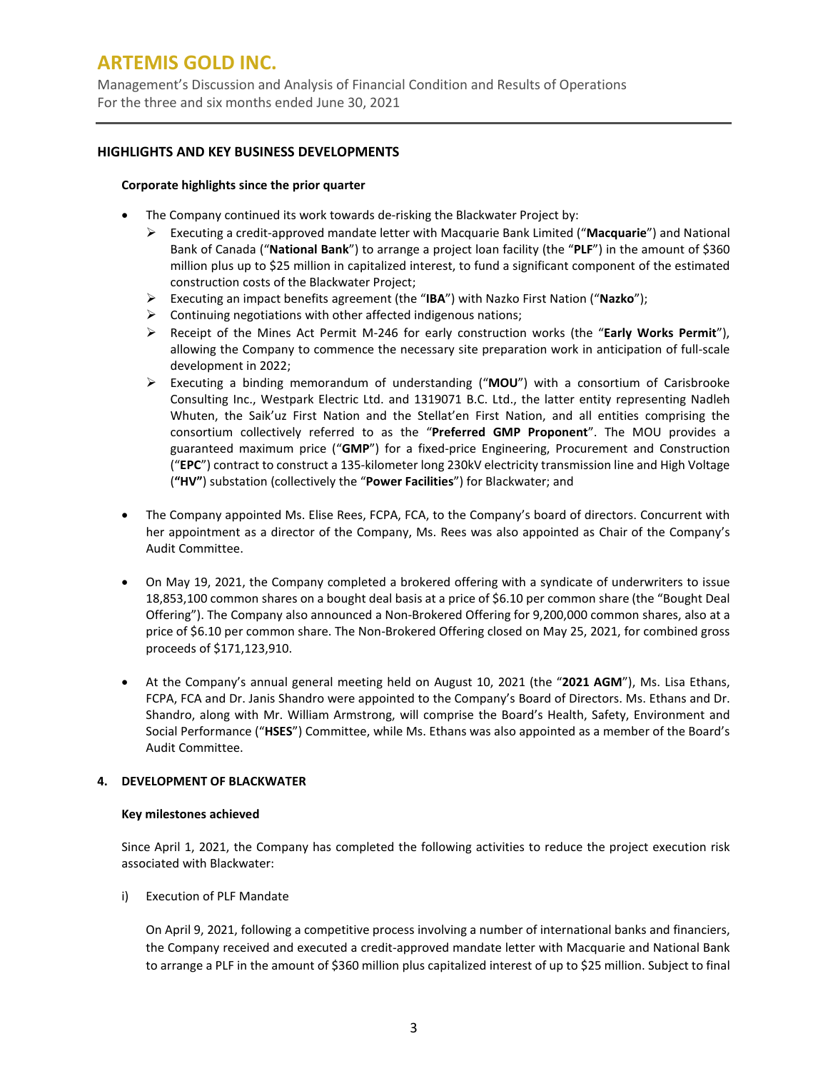## HIGHLIGHTS AND KEY BUSINESS DEVELOPMENTS

**Corporate highlights since the prior quarter**

- The Company continued its work towards de-risking the Blackwater Project by:
  - Executing a credit-approved mandate letter with Macquarie Bank Limited ("**Macquarie**") and National Bank of Canada ("**National Bank**") to arrange a project loan facility (the "**PLF**") in the amount of $360 million plus up to $25 million in capitalized interest, to fund a significant component of the estimated construction costs of the Blackwater Project;
  - Executing an impact benefits agreement (the "**IBA**") with Nazko First Nation ("**Nazko**");
  - Continuing negotiations with other affected indigenous nations;
  - Receipt of the Mines Act Permit M-246 for early construction works (the "**Early Works Permit**"), allowing the Company to commence the necessary site preparation work in anticipation of full-scale development in 2022;
  - Executing a binding memorandum of understanding ("**MOU**") with a consortium of Carisbrooke Consulting Inc., Westpark Electric Ltd. and 1319071 B.C. Ltd., the latter entity representing Nadleh Whuten, the Saik'uz First Nation and the Stellat'en First Nation, and all entities comprising the consortium collectively referred to as the "**Preferred GMP Proponent**". The MOU provides a guaranteed maximum price ("**GMP**") for a fixed-price Engineering, Procurement and Construction ("**EPC**") contract to construct a 135-kilometer long 230kV electricity transmission line and High Voltage (**"HV"**) substation (collectively the "**Power Facilities**") for Blackwater; and

- The Company appointed Ms. Elise Rees, FCPA, FCA, to the Company's board of directors. Concurrent with her appointment as a director of the Company, Ms. Rees was also appointed as Chair of the Company's Audit Committee.

- On May 19, 2021, the Company completed a brokered offering with a syndicate of underwriters to issue 18,853,100 common shares on a bought deal basis at a price of $6.10 per common share (the "Bought Deal Offering"). The Company also announced a Non-Brokered Offering for 9,200,000 common shares, also at a price of $6.10 per common share. The Non-Brokered Offering closed on May 25, 2021, for combined gross proceeds of $171,123,910.

- At the Company's annual general meeting held on August 10, 2021 (the "**2021 AGM**"), Ms. Lisa Ethans, FCPA, FCA and Dr. Janis Shandro were appointed to the Company's Board of Directors. Ms. Ethans and Dr. Shandro, along with Mr. William Armstrong, will comprise the Board's Health, Safety, Environment and Social Performance ("**HSES**") Committee, while Ms. Ethans was also appointed as a member of the Board's Audit Committee.

## 4. DEVELOPMENT OF BLACKWATER

**Key milestones achieved**

Since April 1, 2021, the Company has completed the following activities to reduce the project execution risk associated with Blackwater:

i) Execution of PLF Mandate

On April 9, 2021, following a competitive process involving a number of international banks and financiers, the Company received and executed a credit-approved mandate letter with Macquarie and National Bank to arrange a PLF in the amount of $360 million plus capitalized interest of up to $25 million. Subject to final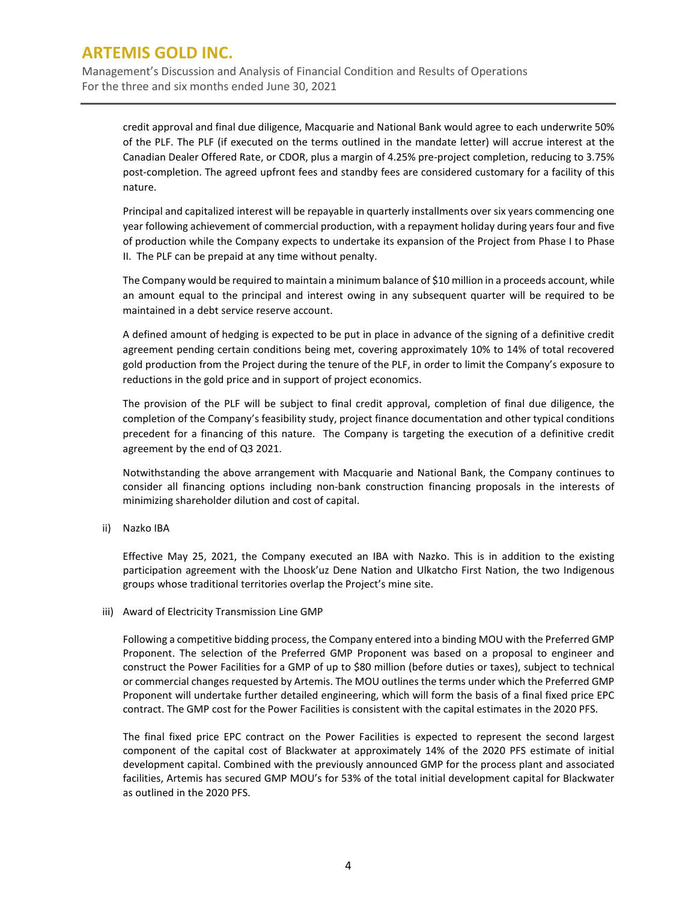credit approval and final due diligence, Macquarie and National Bank would agree to each underwrite 50% of the PLF. The PLF (if executed on the terms outlined in the mandate letter) will accrue interest at the Canadian Dealer Offered Rate, or CDOR, plus a margin of 4.25% pre-project completion, reducing to 3.75% post-completion. The agreed upfront fees and standby fees are considered customary for a facility of this nature.

Principal and capitalized interest will be repayable in quarterly installments over six years commencing one year following achievement of commercial production, with a repayment holiday during years four and five of production while the Company expects to undertake its expansion of the Project from Phase I to Phase II. The PLF can be prepaid at any time without penalty.

The Company would be required to maintain a minimum balance of $10 million in a proceeds account, while an amount equal to the principal and interest owing in any subsequent quarter will be required to be maintained in a debt service reserve account.

A defined amount of hedging is expected to be put in place in advance of the signing of a definitive credit agreement pending certain conditions being met, covering approximately 10% to 14% of total recovered gold production from the Project during the tenure of the PLF, in order to limit the Company's exposure to reductions in the gold price and in support of project economics.

The provision of the PLF will be subject to final credit approval, completion of final due diligence, the completion of the Company's feasibility study, project finance documentation and other typical conditions precedent for a financing of this nature. The Company is targeting the execution of a definitive credit agreement by the end of Q3 2021.

Notwithstanding the above arrangement with Macquarie and National Bank, the Company continues to consider all financing options including non-bank construction financing proposals in the interests of minimizing shareholder dilution and cost of capital.

ii) Nazko IBA

Effective May 25, 2021, the Company executed an IBA with Nazko. This is in addition to the existing participation agreement with the Lhoosk'uz Dene Nation and Ulkatcho First Nation, the two Indigenous groups whose traditional territories overlap the Project's mine site.

iii) Award of Electricity Transmission Line GMP

Following a competitive bidding process, the Company entered into a binding MOU with the Preferred GMP Proponent. The selection of the Preferred GMP Proponent was based on a proposal to engineer and construct the Power Facilities for a GMP of up to $80 million (before duties or taxes), subject to technical or commercial changes requested by Artemis. The MOU outlines the terms under which the Preferred GMP Proponent will undertake further detailed engineering, which will form the basis of a final fixed price EPC contract. The GMP cost for the Power Facilities is consistent with the capital estimates in the 2020 PFS.

The final fixed price EPC contract on the Power Facilities is expected to represent the second largest component of the capital cost of Blackwater at approximately 14% of the 2020 PFS estimate of initial development capital. Combined with the previously announced GMP for the process plant and associated facilities, Artemis has secured GMP MOU's for 53% of the total initial development capital for Blackwater as outlined in the 2020 PFS.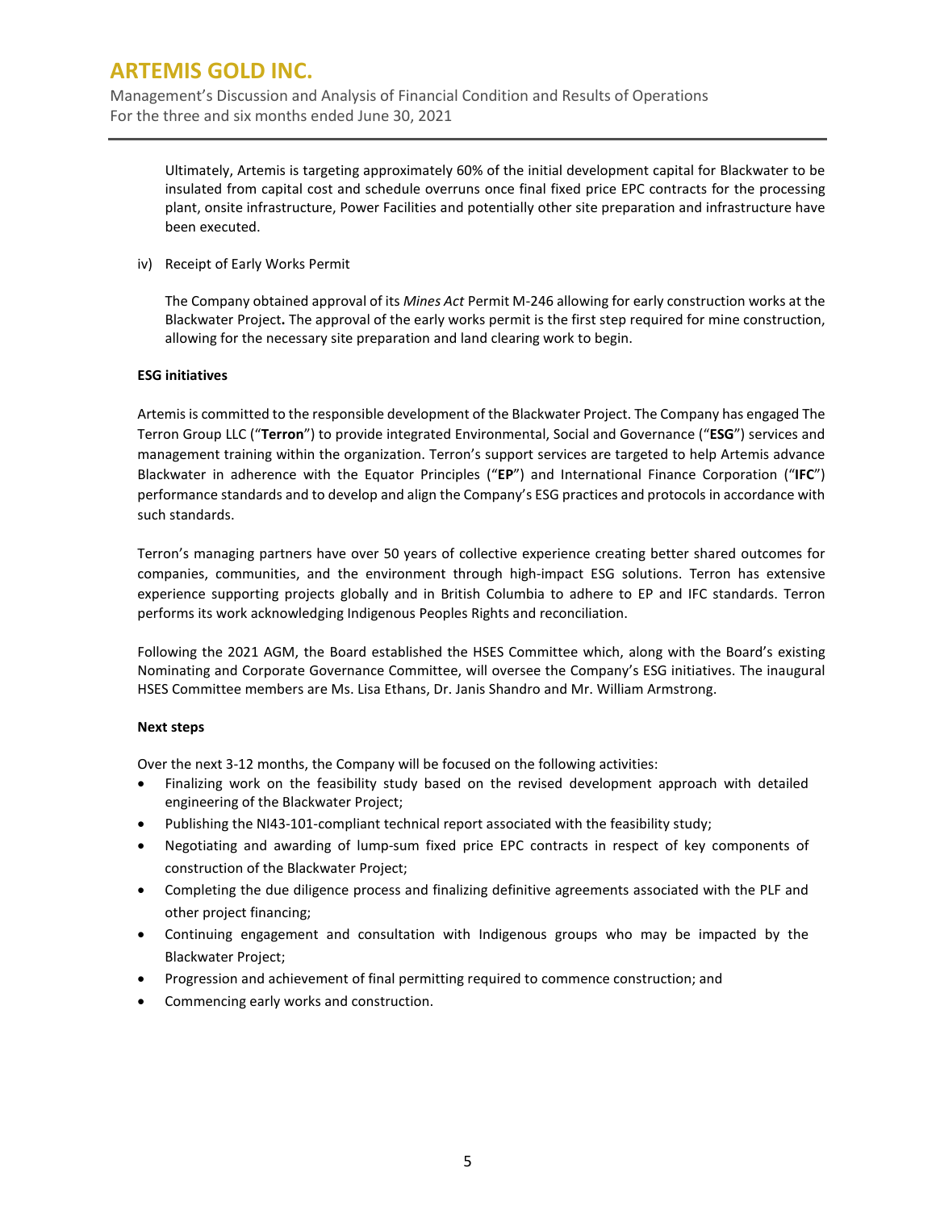Ultimately, Artemis is targeting approximately 60% of the initial development capital for Blackwater to be insulated from capital cost and schedule overruns once final fixed price EPC contracts for the processing plant, onsite infrastructure, Power Facilities and potentially other site preparation and infrastructure have been executed.

iv) Receipt of Early Works Permit

The Company obtained approval of its *Mines Act* Permit M-246 allowing for early construction works at the Blackwater Project**.** The approval of the early works permit is the first step required for mine construction, allowing for the necessary site preparation and land clearing work to begin.

**ESG initiatives**

Artemis is committed to the responsible development of the Blackwater Project. The Company has engaged The Terron Group LLC ("**Terron**") to provide integrated Environmental, Social and Governance ("**ESG**") services and management training within the organization. Terron's support services are targeted to help Artemis advance Blackwater in adherence with the Equator Principles ("**EP**") and International Finance Corporation ("**IFC**") performance standards and to develop and align the Company's ESG practices and protocols in accordance with such standards.

Terron's managing partners have over 50 years of collective experience creating better shared outcomes for companies, communities, and the environment through high-impact ESG solutions. Terron has extensive experience supporting projects globally and in British Columbia to adhere to EP and IFC standards. Terron performs its work acknowledging Indigenous Peoples Rights and reconciliation.

Following the 2021 AGM, the Board established the HSES Committee which, along with the Board's existing Nominating and Corporate Governance Committee, will oversee the Company's ESG initiatives. The inaugural HSES Committee members are Ms. Lisa Ethans, Dr. Janis Shandro and Mr. William Armstrong.

**Next steps**

Over the next 3-12 months, the Company will be focused on the following activities:

- Finalizing work on the feasibility study based on the revised development approach with detailed engineering of the Blackwater Project;
- Publishing the NI43-101-compliant technical report associated with the feasibility study;
- Negotiating and awarding of lump-sum fixed price EPC contracts in respect of key components of construction of the Blackwater Project;
- Completing the due diligence process and finalizing definitive agreements associated with the PLF and other project financing;
- Continuing engagement and consultation with Indigenous groups who may be impacted by the Blackwater Project;
- Progression and achievement of final permitting required to commence construction; and
- Commencing early works and construction.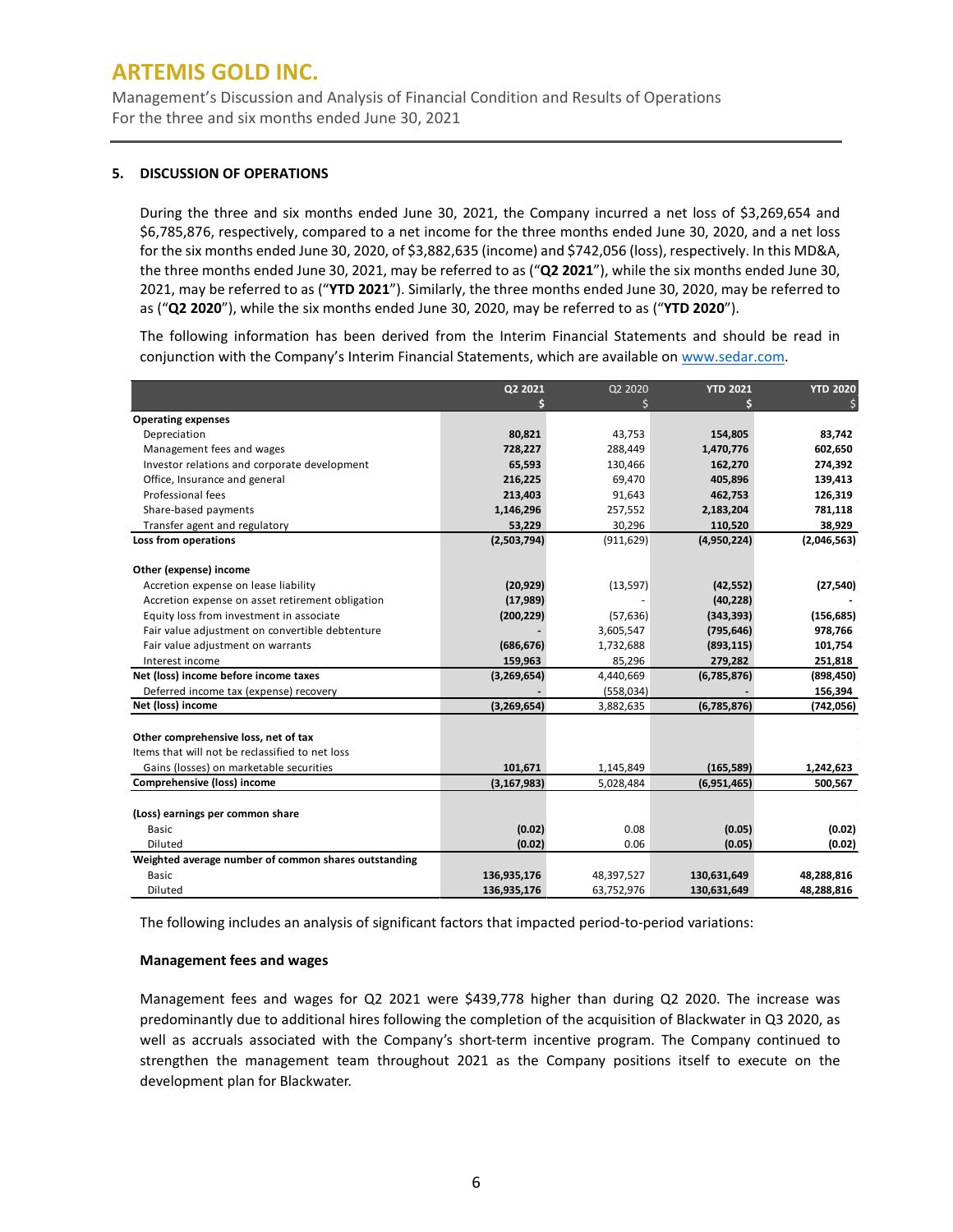## 5. DISCUSSION OF OPERATIONS

During the three and six months ended June 30, 2021, the Company incurred a net loss of $3,269,654 and $6,785,876, respectively, compared to a net income for the three months ended June 30, 2020, and a net loss for the six months ended June 30, 2020, of $3,882,635 (income) and $742,056 (loss), respectively. In this MD&A, the three months ended June 30, 2021, may be referred to as ("**Q2 2021**"), while the six months ended June 30, 2021, may be referred to as ("**YTD 2021**"). Similarly, the three months ended June 30, 2020, may be referred to as ("**Q2 2020**"), while the six months ended June 30, 2020, may be referred to as ("**YTD 2020**").

The following information has been derived from the Interim Financial Statements and should be read in conjunction with the Company's Interim Financial Statements, which are available on www.sedar.com.

| | Q2 2021 $ | Q2 2020 $ | YTD 2021 $ | YTD 2020 $ |
|---|---|---|---|---|
| **Operating expenses** | | | | |
| Depreciation | **80,821** | 43,753 | **154,805** | **83,742** |
| Management fees and wages | **728,227** | 288,449 | **1,470,776** | **602,650** |
| Investor relations and corporate development | **65,593** | 130,466 | **162,270** | **274,392** |
| Office, Insurance and general | **216,225** | 69,470 | **405,896** | **139,413** |
| Professional fees | **213,403** | 91,643 | **462,753** | **126,319** |
| Share-based payments | **1,146,296** | 257,552 | **2,183,204** | **781,118** |
| Transfer agent and regulatory | **53,229** | 30,296 | **110,520** | **38,929** |
| **Loss from operations** | **(2,503,794)** | (911,629) | **(4,950,224)** | **(2,046,563)** |
| **Other (expense) income** | | | | |
| Accretion expense on lease liability | **(20,929)** | (13,597) | **(42,552)** | **(27,540)** |
| Accretion expense on asset retirement obligation | **(17,989)** | - | **(40,228)** | **-** |
| Equity loss from investment in associate | **(200,229)** | (57,636) | **(343,393)** | **(156,685)** |
| Fair value adjustment on convertible debtenture | **-** | 3,605,547 | **(795,646)** | **978,766** |
| Fair value adjustment on warrants | **(686,676)** | 1,732,688 | **(893,115)** | **101,754** |
| Interest income | **159,963** | 85,296 | **279,282** | **251,818** |
| **Net (loss) income before income taxes** | **(3,269,654)** | 4,440,669 | **(6,785,876)** | **(898,450)** |
| Deferred income tax (expense) recovery | **-** | (558,034) | **-** | **156,394** |
| **Net (loss) income** | **(3,269,654)** | 3,882,635 | **(6,785,876)** | **(742,056)** |
| **Other comprehensive loss, net of tax** | | | | |
| Items that will not be reclassified to net loss | | | | |
| Gains (losses) on marketable securities | **101,671** | 1,145,849 | **(165,589)** | **1,242,623** |
| **Comprehensive (loss) income** | **(3,167,983)** | 5,028,484 | **(6,951,465)** | **500,567** |
| **(Loss) earnings per common share** | | | | |
| Basic | **(0.02)** | 0.08 | **(0.05)** | **(0.02)** |
| Diluted | **(0.02)** | 0.06 | **(0.05)** | **(0.02)** |
| **Weighted average number of common shares outstanding** | | | | |
| Basic | **136,935,176** | 48,397,527 | **130,631,649** | **48,288,816** |
| Diluted | **136,935,176** | 63,752,976 | **130,631,649** | **48,288,816** |

The following includes an analysis of significant factors that impacted period-to-period variations:

### Management fees and wages

Management fees and wages for Q2 2021 were $439,778 higher than during Q2 2020. The increase was predominantly due to additional hires following the completion of the acquisition of Blackwater in Q3 2020, as well as accruals associated with the Company's short-term incentive program. The Company continued to strengthen the management team throughout 2021 as the Company positions itself to execute on the development plan for Blackwater.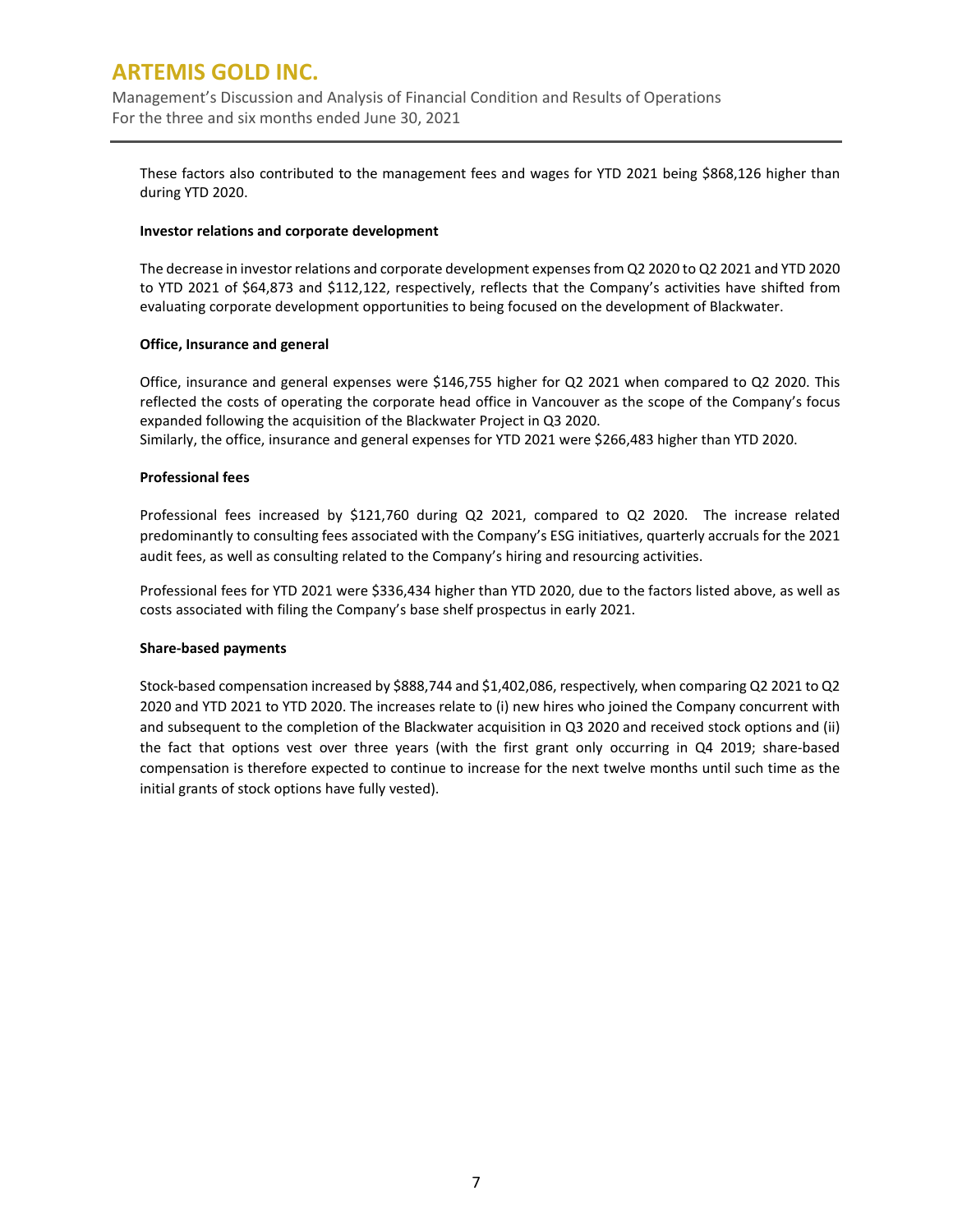These factors also contributed to the management fees and wages for YTD 2021 being $868,126 higher than during YTD 2020.

**Investor relations and corporate development**

The decrease in investor relations and corporate development expenses from Q2 2020 to Q2 2021 and YTD 2020 to YTD 2021 of $64,873 and $112,122, respectively, reflects that the Company's activities have shifted from evaluating corporate development opportunities to being focused on the development of Blackwater.

**Office, Insurance and general**

Office, insurance and general expenses were $146,755 higher for Q2 2021 when compared to Q2 2020. This reflected the costs of operating the corporate head office in Vancouver as the scope of the Company's focus expanded following the acquisition of the Blackwater Project in Q3 2020.
Similarly, the office, insurance and general expenses for YTD 2021 were $266,483 higher than YTD 2020.

**Professional fees**

Professional fees increased by $121,760 during Q2 2021, compared to Q2 2020. The increase related predominantly to consulting fees associated with the Company's ESG initiatives, quarterly accruals for the 2021 audit fees, as well as consulting related to the Company's hiring and resourcing activities.

Professional fees for YTD 2021 were $336,434 higher than YTD 2020, due to the factors listed above, as well as costs associated with filing the Company's base shelf prospectus in early 2021.

**Share-based payments**

Stock-based compensation increased by $888,744 and $1,402,086, respectively, when comparing Q2 2021 to Q2 2020 and YTD 2021 to YTD 2020. The increases relate to (i) new hires who joined the Company concurrent with and subsequent to the completion of the Blackwater acquisition in Q3 2020 and received stock options and (ii) the fact that options vest over three years (with the first grant only occurring in Q4 2019; share-based compensation is therefore expected to continue to increase for the next twelve months until such time as the initial grants of stock options have fully vested).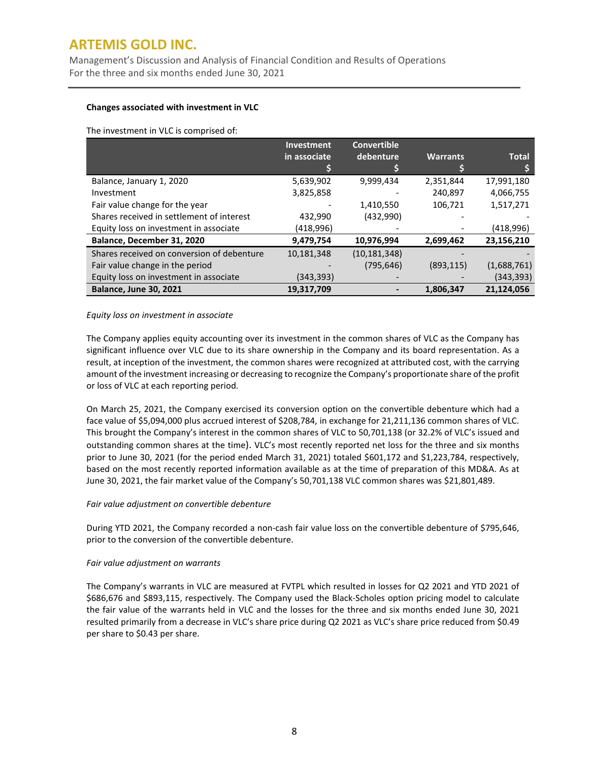**Changes associated with investment in VLC**

The investment in VLC is comprised of:

| | Investment in associate $ | Convertible debenture $ | Warrants $ | Total $ |
|---|---|---|---|---|
| Balance, January 1, 2020 | 5,639,902 | 9,999,434 | 2,351,844 | 17,991,180 |
| Investment | 3,825,858 | - | 240,897 | 4,066,755 |
| Fair value change for the year | - | 1,410,550 | 106,721 | 1,517,271 |
| Shares received in settlement of interest | 432,990 | (432,990) | - | - |
| Equity loss on investment in associate | (418,996) | - | - | (418,996) |
| **Balance, December 31, 2020** | **9,479,754** | **10,976,994** | **2,699,462** | **23,156,210** |
| Shares received on conversion of debenture | 10,181,348 | (10,181,348) | - | - |
| Fair value change in the period | - | (795,646) | (893,115) | (1,688,761) |
| Equity loss on investment in associate | (343,393) | - | - | (343,393) |
| **Balance, June 30, 2021** | **19,317,709** | **-** | **1,806,347** | **21,124,056** |

*Equity loss on investment in associate*

The Company applies equity accounting over its investment in the common shares of VLC as the Company has significant influence over VLC due to its share ownership in the Company and its board representation. As a result, at inception of the investment, the common shares were recognized at attributed cost, with the carrying amount of the investment increasing or decreasing to recognize the Company's proportionate share of the profit or loss of VLC at each reporting period.

On March 25, 2021, the Company exercised its conversion option on the convertible debenture which had a face value of $5,094,000 plus accrued interest of $208,784, in exchange for 21,211,136 common shares of VLC. This brought the Company's interest in the common shares of VLC to 50,701,138 (or 32.2% of VLC's issued and outstanding common shares at the time). VLC's most recently reported net loss for the three and six months prior to June 30, 2021 (for the period ended March 31, 2021) totaled $601,172 and $1,223,784, respectively, based on the most recently reported information available as at the time of preparation of this MD&A. As at June 30, 2021, the fair market value of the Company's 50,701,138 VLC common shares was $21,801,489.

*Fair value adjustment on convertible debenture*

During YTD 2021, the Company recorded a non-cash fair value loss on the convertible debenture of $795,646, prior to the conversion of the convertible debenture.

*Fair value adjustment on warrants*

The Company's warrants in VLC are measured at FVTPL which resulted in losses for Q2 2021 and YTD 2021 of $686,676 and $893,115, respectively. The Company used the Black-Scholes option pricing model to calculate the fair value of the warrants held in VLC and the losses for the three and six months ended June 30, 2021 resulted primarily from a decrease in VLC's share price during Q2 2021 as VLC's share price reduced from $0.49 per share to $0.43 per share.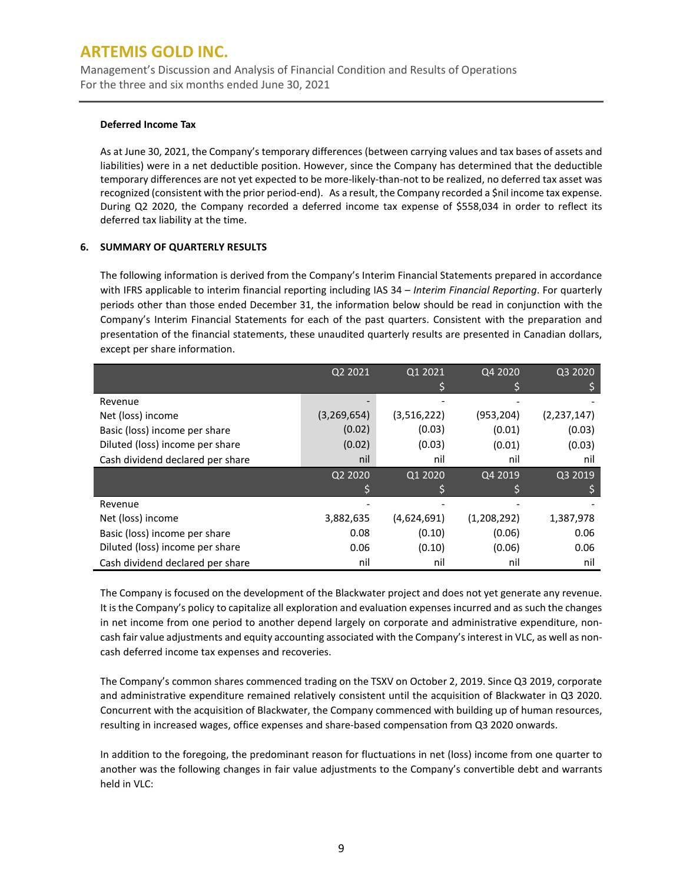**Deferred Income Tax**

As at June 30, 2021, the Company's temporary differences (between carrying values and tax bases of assets and liabilities) were in a net deductible position. However, since the Company has determined that the deductible temporary differences are not yet expected to be more-likely-than-not to be realized, no deferred tax asset was recognized (consistent with the prior period-end). As a result, the Company recorded a $nil income tax expense. During Q2 2020, the Company recorded a deferred income tax expense of $558,034 in order to reflect its deferred tax liability at the time.

## 6. SUMMARY OF QUARTERLY RESULTS

The following information is derived from the Company's Interim Financial Statements prepared in accordance with IFRS applicable to interim financial reporting including IAS 34 – *Interim Financial Reporting*. For quarterly periods other than those ended December 31, the information below should be read in conjunction with the Company's Interim Financial Statements for each of the past quarters. Consistent with the preparation and presentation of the financial statements, these unaudited quarterly results are presented in Canadian dollars, except per share information.

| | Q2 2021 | Q1 2021<br>$ | Q4 2020<br>$ | Q3 2020<br>$ |
|---|---|---|---|---|
| Revenue | - | - | - | - |
| Net (loss) income | (3,269,654) | (3,516,222) | (953,204) | (2,237,147) |
| Basic (loss) income per share | (0.02) | (0.03) | (0.01) | (0.03) |
| Diluted (loss) income per share | (0.02) | (0.03) | (0.01) | (0.03) |
| Cash dividend declared per share | nil | nil | nil | nil |
| | **Q2 2020<br>$** | **Q1 2020<br>$** | **Q4 2019<br>$** | **Q3 2019<br>$** |
| Revenue | - | - | - | - |
| Net (loss) income | 3,882,635 | (4,624,691) | (1,208,292) | 1,387,978 |
| Basic (loss) income per share | 0.08 | (0.10) | (0.06) | 0.06 |
| Diluted (loss) income per share | 0.06 | (0.10) | (0.06) | 0.06 |
| Cash dividend declared per share | nil | nil | nil | nil |

The Company is focused on the development of the Blackwater project and does not yet generate any revenue. It is the Company's policy to capitalize all exploration and evaluation expenses incurred and as such the changes in net income from one period to another depend largely on corporate and administrative expenditure, non-cash fair value adjustments and equity accounting associated with the Company's interest in VLC, as well as non-cash deferred income tax expenses and recoveries.

The Company's common shares commenced trading on the TSXV on October 2, 2019. Since Q3 2019, corporate and administrative expenditure remained relatively consistent until the acquisition of Blackwater in Q3 2020. Concurrent with the acquisition of Blackwater, the Company commenced with building up of human resources, resulting in increased wages, office expenses and share-based compensation from Q3 2020 onwards.

In addition to the foregoing, the predominant reason for fluctuations in net (loss) income from one quarter to another was the following changes in fair value adjustments to the Company's convertible debt and warrants held in VLC: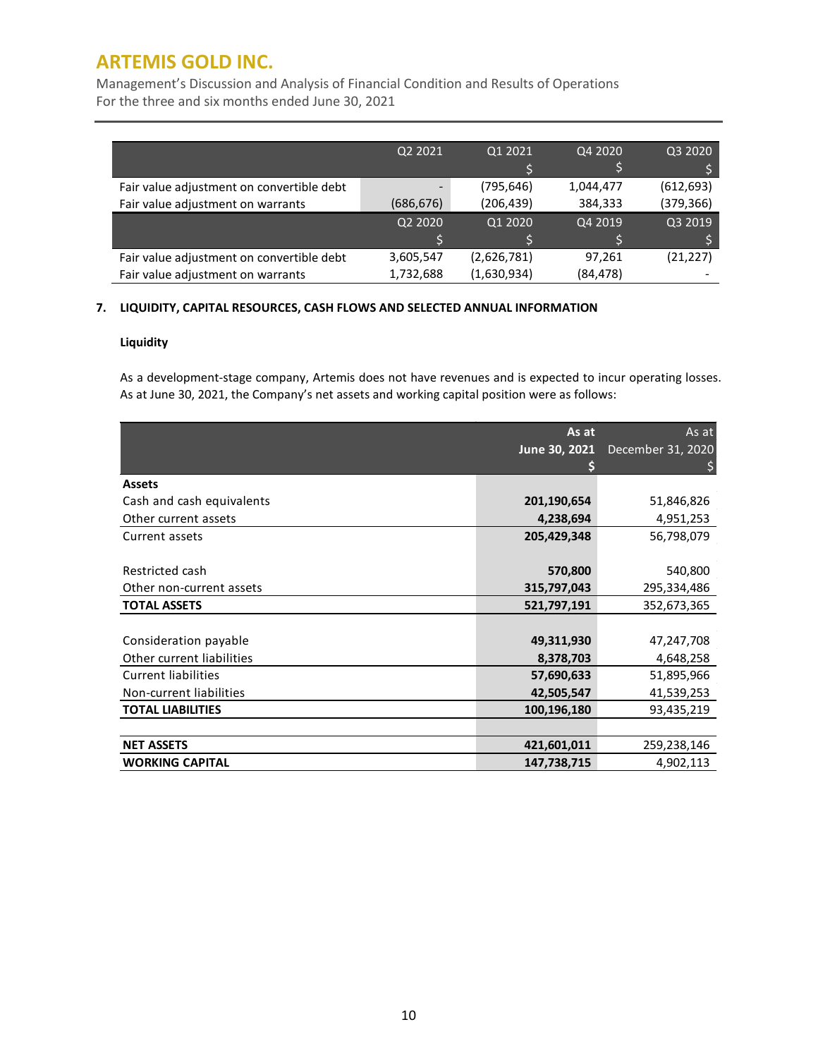|  | Q2 2021 | Q1 2021<br>$ | Q4 2020<br>$ | Q3 2020<br>$ |
|---|---|---|---|---|
| Fair value adjustment on convertible debt | - | (795,646) | 1,044,477 | (612,693) |
| Fair value adjustment on warrants | (686,676) | (206,439) | 384,333 | (379,366) |
|  | **Q2 2020<br>$** | **Q1 2020<br>$** | **Q4 2019<br>$** | **Q3 2019<br>$** |
| Fair value adjustment on convertible debt | 3,605,547 | (2,626,781) | 97,261 | (21,227) |
| Fair value adjustment on warrants | 1,732,688 | (1,630,934) | (84,478) | - |

## 7. LIQUIDITY, CAPITAL RESOURCES, CASH FLOWS AND SELECTED ANNUAL INFORMATION

### Liquidity

As a development-stage company, Artemis does not have revenues and is expected to incur operating losses. As at June 30, 2021, the Company's net assets and working capital position were as follows:

|  | **As at June 30, 2021<br>$** | As at December 31, 2020<br>$ |
|---|---|---|
| **Assets** |  |  |
| Cash and cash equivalents | **201,190,654** | 51,846,826 |
| Other current assets | **4,238,694** | 4,951,253 |
| Current assets | **205,429,348** | 56,798,079 |
|  |  |  |
| Restricted cash | **570,800** | 540,800 |
| Other non-current assets | **315,797,043** | 295,334,486 |
| **TOTAL ASSETS** | **521,797,191** | 352,673,365 |
|  |  |  |
| Consideration payable | **49,311,930** | 47,247,708 |
| Other current liabilities | **8,378,703** | 4,648,258 |
| Current liabilities | **57,690,633** | 51,895,966 |
| Non-current liabilities | **42,505,547** | 41,539,253 |
| **TOTAL LIABILITIES** | **100,196,180** | 93,435,219 |
|  |  |  |
| **NET ASSETS** | **421,601,011** | 259,238,146 |
| **WORKING CAPITAL** | **147,738,715** | 4,902,113 |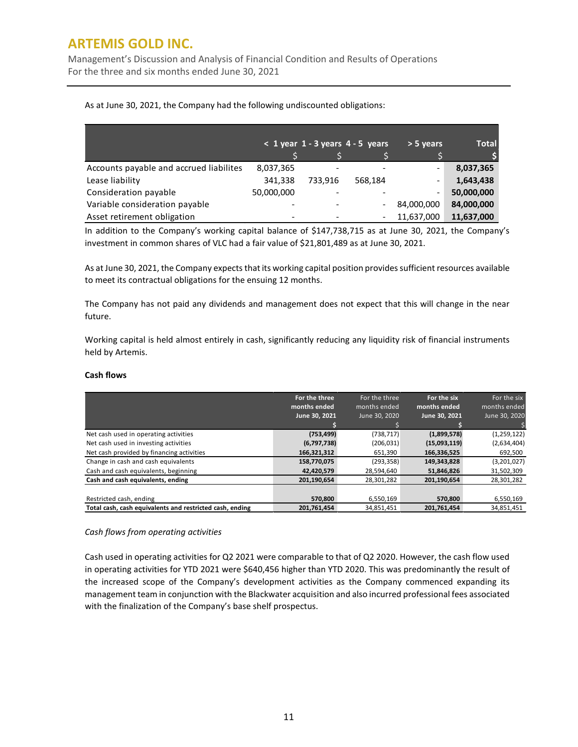As at June 30, 2021, the Company had the following undiscounted obligations:

| | < 1 year | 1 - 3 years | 4 - 5 years | > 5 years | Total |
|---|---|---|---|---|---|
| | $ | $ | $ | $ | $ |
| Accounts payable and accrued liabilites | 8,037,365 | - | - | - | **8,037,365** |
| Lease liability | 341,338 | 733,916 | 568,184 | - | **1,643,438** |
| Consideration payable | 50,000,000 | - | - | - | **50,000,000** |
| Variable consideration payable | - | - | - | 84,000,000 | **84,000,000** |
| Asset retirement obligation | - | - | - | 11,637,000 | **11,637,000** |

In addition to the Company's working capital balance of $147,738,715 as at June 30, 2021, the Company's investment in common shares of VLC had a fair value of $21,801,489 as at June 30, 2021.

As at June 30, 2021, the Company expects that its working capital position provides sufficient resources available to meet its contractual obligations for the ensuing 12 months.

The Company has not paid any dividends and management does not expect that this will change in the near future.

Working capital is held almost entirely in cash, significantly reducing any liquidity risk of financial instruments held by Artemis.

**Cash flows**

| | **For the three months ended June 30, 2021** | For the three months ended June 30, 2020 | **For the six months ended June 30, 2021** | For the six months ended June 30, 2020 |
|---|---|---|---|---|
| | **$** | $ | **$** | $ |
| Net cash used in operating activities | **(753,499)** | (738,717) | **(1,899,578)** | (1,259,122) |
| Net cash used in investing activities | **(6,797,738)** | (206,031) | **(15,093,119)** | (2,634,404) |
| Net cash provided by financing activities | **166,321,312** | 651,390 | **166,336,525** | 692,500 |
| Change in cash and cash equivalents | **158,770,075** | (293,358) | **149,343,828** | (3,201,027) |
| Cash and cash equivalents, beginning | **42,420,579** | 28,594,640 | **51,846,826** | 31,502,309 |
| **Cash and cash equivalents, ending** | **201,190,654** | 28,301,282 | **201,190,654** | 28,301,282 |
| | | | | |
| Restricted cash, ending | **570,800** | 6,550,169 | **570,800** | 6,550,169 |
| **Total cash, cash equivalents and restricted cash, ending** | **201,761,454** | 34,851,451 | **201,761,454** | 34,851,451 |

*Cash flows from operating activities*

Cash used in operating activities for Q2 2021 were comparable to that of Q2 2020. However, the cash flow used in operating activities for YTD 2021 were $640,456 higher than YTD 2020. This was predominantly the result of the increased scope of the Company's development activities as the Company commenced expanding its management team in conjunction with the Blackwater acquisition and also incurred professional fees associated with the finalization of the Company's base shelf prospectus.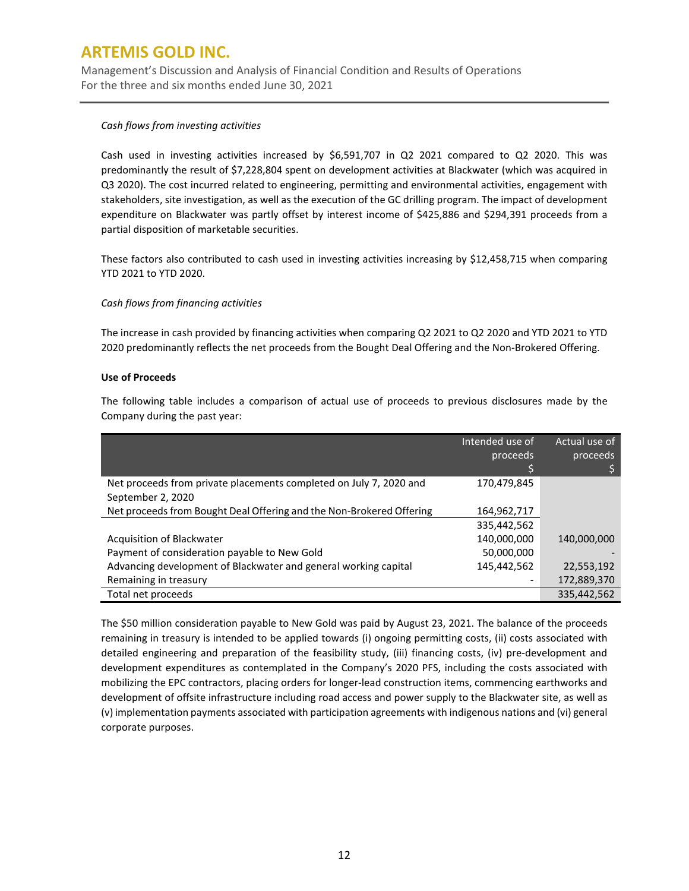*Cash flows from investing activities*

Cash used in investing activities increased by $6,591,707 in Q2 2021 compared to Q2 2020. This was predominantly the result of $7,228,804 spent on development activities at Blackwater (which was acquired in Q3 2020). The cost incurred related to engineering, permitting and environmental activities, engagement with stakeholders, site investigation, as well as the execution of the GC drilling program. The impact of development expenditure on Blackwater was partly offset by interest income of $425,886 and $294,391 proceeds from a partial disposition of marketable securities.

These factors also contributed to cash used in investing activities increasing by $12,458,715 when comparing YTD 2021 to YTD 2020.

*Cash flows from financing activities*

The increase in cash provided by financing activities when comparing Q2 2021 to Q2 2020 and YTD 2021 to YTD 2020 predominantly reflects the net proceeds from the Bought Deal Offering and the Non-Brokered Offering.

**Use of Proceeds**

The following table includes a comparison of actual use of proceeds to previous disclosures made by the Company during the past year:

| | Intended use of proceeds $ | Actual use of proceeds $ |
|---|---|---|
| Net proceeds from private placements completed on July 7, 2020 and September 2, 2020 | 170,479,845 | |
| Net proceeds from Bought Deal Offering and the Non-Brokered Offering | 164,962,717 | |
| | 335,442,562 | |
| Acquisition of Blackwater | 140,000,000 | 140,000,000 |
| Payment of consideration payable to New Gold | 50,000,000 | - |
| Advancing development of Blackwater and general working capital | 145,442,562 | 22,553,192 |
| Remaining in treasury | - | 172,889,370 |
| Total net proceeds | | 335,442,562 |

The $50 million consideration payable to New Gold was paid by August 23, 2021. The balance of the proceeds remaining in treasury is intended to be applied towards (i) ongoing permitting costs, (ii) costs associated with detailed engineering and preparation of the feasibility study, (iii) financing costs, (iv) pre-development and development expenditures as contemplated in the Company's 2020 PFS, including the costs associated with mobilizing the EPC contractors, placing orders for longer-lead construction items, commencing earthworks and development of offsite infrastructure including road access and power supply to the Blackwater site, as well as (v) implementation payments associated with participation agreements with indigenous nations and (vi) general corporate purposes.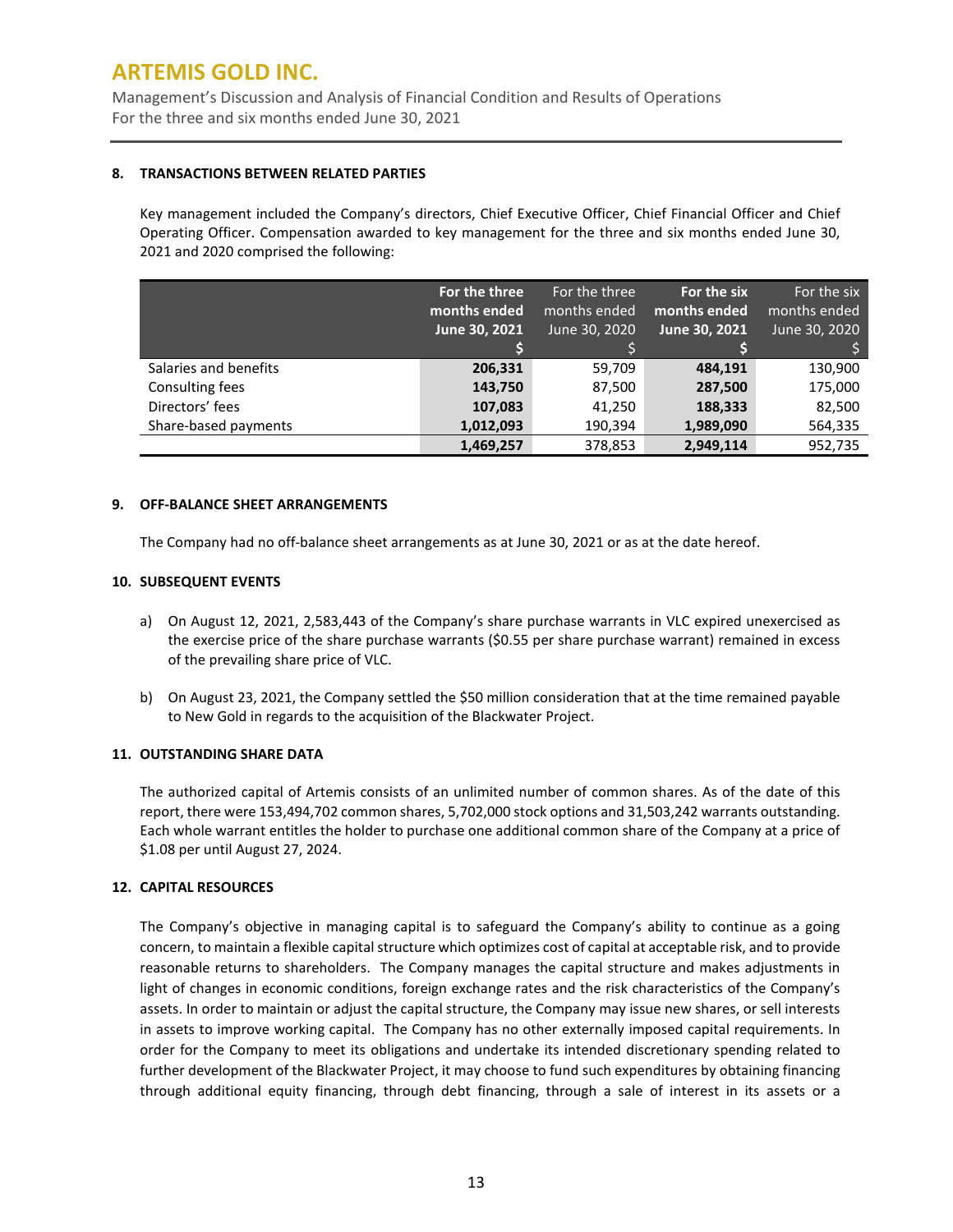## 8. TRANSACTIONS BETWEEN RELATED PARTIES

Key management included the Company's directors, Chief Executive Officer, Chief Financial Officer and Chief Operating Officer. Compensation awarded to key management for the three and six months ended June 30, 2021 and 2020 comprised the following:

| | **For the three months ended June 30, 2021 $** | For the three months ended June 30, 2020 $ | **For the six months ended June 30, 2021 $** | For the six months ended June 30, 2020 $ |
|---|---|---|---|---|
| Salaries and benefits | **206,331** | 59,709 | **484,191** | 130,900 |
| Consulting fees | **143,750** | 87,500 | **287,500** | 175,000 |
| Directors' fees | **107,083** | 41,250 | **188,333** | 82,500 |
| Share-based payments | **1,012,093** | 190,394 | **1,989,090** | 564,335 |
| | **1,469,257** | 378,853 | **2,949,114** | 952,735 |

## 9. OFF-BALANCE SHEET ARRANGEMENTS

The Company had no off-balance sheet arrangements as at June 30, 2021 or as at the date hereof.

## 10. SUBSEQUENT EVENTS

a) On August 12, 2021, 2,583,443 of the Company's share purchase warrants in VLC expired unexercised as the exercise price of the share purchase warrants ($0.55 per share purchase warrant) remained in excess of the prevailing share price of VLC.

b) On August 23, 2021, the Company settled the $50 million consideration that at the time remained payable to New Gold in regards to the acquisition of the Blackwater Project.

## 11. OUTSTANDING SHARE DATA

The authorized capital of Artemis consists of an unlimited number of common shares. As of the date of this report, there were 153,494,702 common shares, 5,702,000 stock options and 31,503,242 warrants outstanding. Each whole warrant entitles the holder to purchase one additional common share of the Company at a price of $1.08 per until August 27, 2024.

## 12. CAPITAL RESOURCES

The Company's objective in managing capital is to safeguard the Company's ability to continue as a going concern, to maintain a flexible capital structure which optimizes cost of capital at acceptable risk, and to provide reasonable returns to shareholders. The Company manages the capital structure and makes adjustments in light of changes in economic conditions, foreign exchange rates and the risk characteristics of the Company's assets. In order to maintain or adjust the capital structure, the Company may issue new shares, or sell interests in assets to improve working capital. The Company has no other externally imposed capital requirements. In order for the Company to meet its obligations and undertake its intended discretionary spending related to further development of the Blackwater Project, it may choose to fund such expenditures by obtaining financing through additional equity financing, through debt financing, through a sale of interest in its assets or a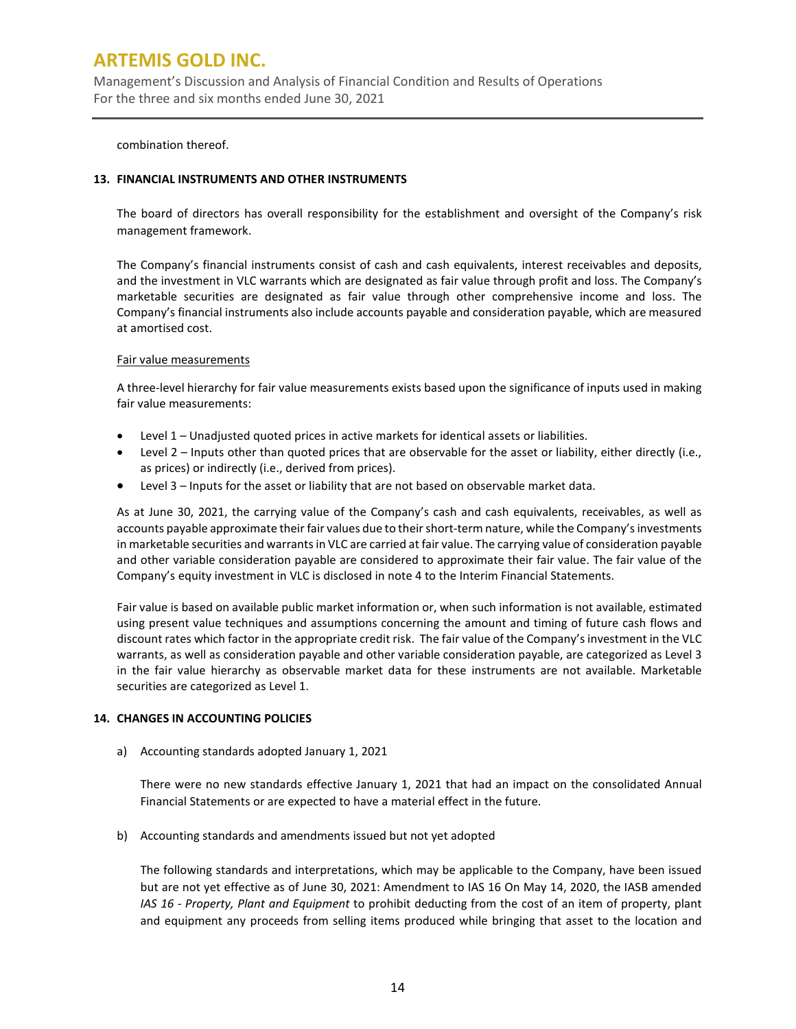combination thereof.

## 13. FINANCIAL INSTRUMENTS AND OTHER INSTRUMENTS

The board of directors has overall responsibility for the establishment and oversight of the Company's risk management framework.

The Company's financial instruments consist of cash and cash equivalents, interest receivables and deposits, and the investment in VLC warrants which are designated as fair value through profit and loss. The Company's marketable securities are designated as fair value through other comprehensive income and loss. The Company's financial instruments also include accounts payable and consideration payable, which are measured at amortised cost.

Fair value measurements

A three-level hierarchy for fair value measurements exists based upon the significance of inputs used in making fair value measurements:

- Level 1 – Unadjusted quoted prices in active markets for identical assets or liabilities.
- Level 2 – Inputs other than quoted prices that are observable for the asset or liability, either directly (i.e., as prices) or indirectly (i.e., derived from prices).
- Level 3 – Inputs for the asset or liability that are not based on observable market data.

As at June 30, 2021, the carrying value of the Company's cash and cash equivalents, receivables, as well as accounts payable approximate their fair values due to their short-term nature, while the Company's investments in marketable securities and warrants in VLC are carried at fair value. The carrying value of consideration payable and other variable consideration payable are considered to approximate their fair value. The fair value of the Company's equity investment in VLC is disclosed in note 4 to the Interim Financial Statements.

Fair value is based on available public market information or, when such information is not available, estimated using present value techniques and assumptions concerning the amount and timing of future cash flows and discount rates which factor in the appropriate credit risk. The fair value of the Company's investment in the VLC warrants, as well as consideration payable and other variable consideration payable, are categorized as Level 3 in the fair value hierarchy as observable market data for these instruments are not available. Marketable securities are categorized as Level 1.

## 14. CHANGES IN ACCOUNTING POLICIES

a) Accounting standards adopted January 1, 2021

There were no new standards effective January 1, 2021 that had an impact on the consolidated Annual Financial Statements or are expected to have a material effect in the future.

b) Accounting standards and amendments issued but not yet adopted

The following standards and interpretations, which may be applicable to the Company, have been issued but are not yet effective as of June 30, 2021: Amendment to IAS 16 On May 14, 2020, the IASB amended *IAS 16 - Property, Plant and Equipment* to prohibit deducting from the cost of an item of property, plant and equipment any proceeds from selling items produced while bringing that asset to the location and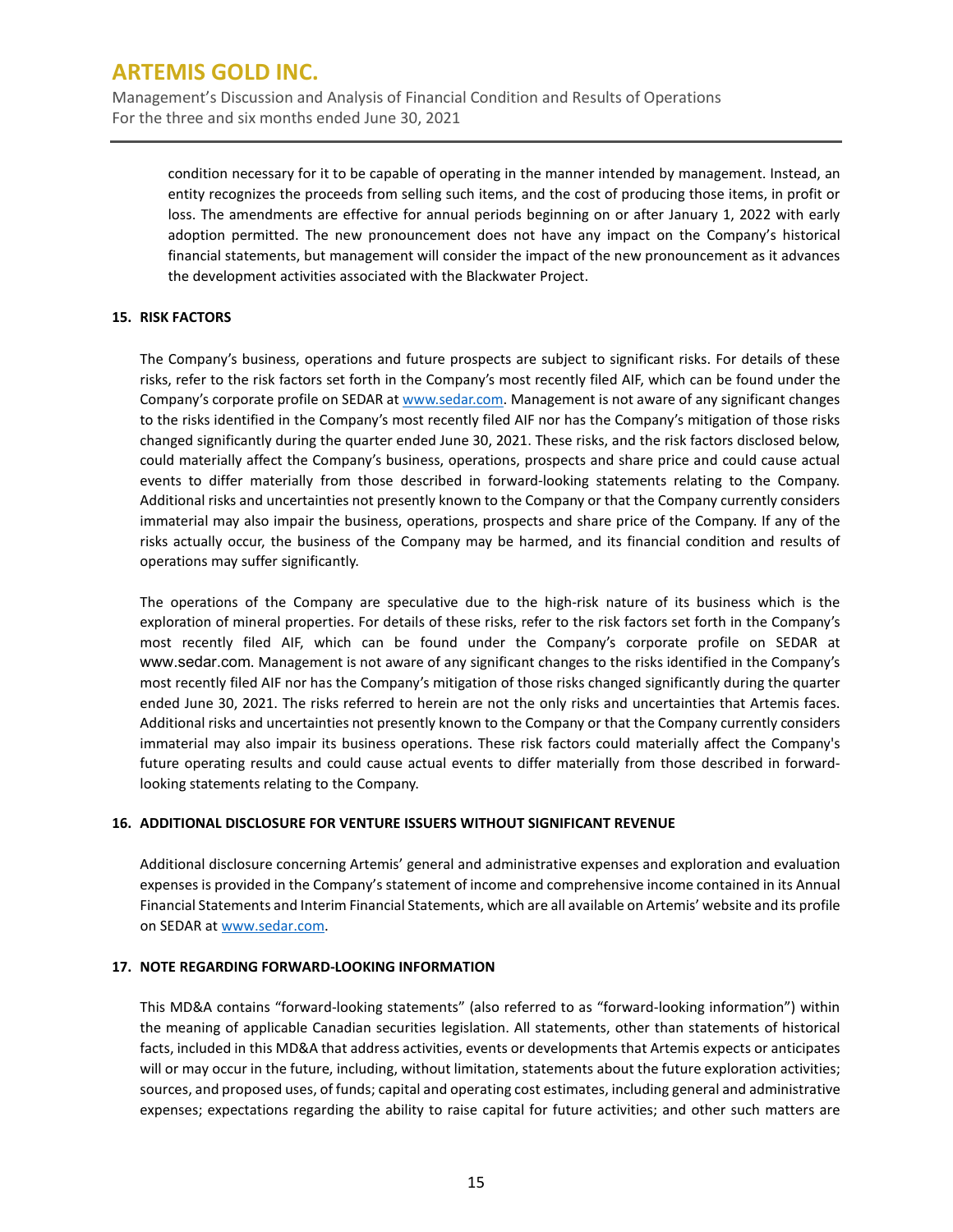condition necessary for it to be capable of operating in the manner intended by management. Instead, an entity recognizes the proceeds from selling such items, and the cost of producing those items, in profit or loss. The amendments are effective for annual periods beginning on or after January 1, 2022 with early adoption permitted. The new pronouncement does not have any impact on the Company's historical financial statements, but management will consider the impact of the new pronouncement as it advances the development activities associated with the Blackwater Project.

## 15. RISK FACTORS

The Company's business, operations and future prospects are subject to significant risks. For details of these risks, refer to the risk factors set forth in the Company's most recently filed AIF, which can be found under the Company's corporate profile on SEDAR at www.sedar.com. Management is not aware of any significant changes to the risks identified in the Company's most recently filed AIF nor has the Company's mitigation of those risks changed significantly during the quarter ended June 30, 2021. These risks, and the risk factors disclosed below, could materially affect the Company's business, operations, prospects and share price and could cause actual events to differ materially from those described in forward-looking statements relating to the Company. Additional risks and uncertainties not presently known to the Company or that the Company currently considers immaterial may also impair the business, operations, prospects and share price of the Company. If any of the risks actually occur, the business of the Company may be harmed, and its financial condition and results of operations may suffer significantly.

The operations of the Company are speculative due to the high-risk nature of its business which is the exploration of mineral properties. For details of these risks, refer to the risk factors set forth in the Company's most recently filed AIF, which can be found under the Company's corporate profile on SEDAR at www.sedar.com. Management is not aware of any significant changes to the risks identified in the Company's most recently filed AIF nor has the Company's mitigation of those risks changed significantly during the quarter ended June 30, 2021. The risks referred to herein are not the only risks and uncertainties that Artemis faces. Additional risks and uncertainties not presently known to the Company or that the Company currently considers immaterial may also impair its business operations. These risk factors could materially affect the Company's future operating results and could cause actual events to differ materially from those described in forward-looking statements relating to the Company.

## 16. ADDITIONAL DISCLOSURE FOR VENTURE ISSUERS WITHOUT SIGNIFICANT REVENUE

Additional disclosure concerning Artemis' general and administrative expenses and exploration and evaluation expenses is provided in the Company's statement of income and comprehensive income contained in its Annual Financial Statements and Interim Financial Statements, which are all available on Artemis' website and its profile on SEDAR at www.sedar.com.

## 17. NOTE REGARDING FORWARD-LOOKING INFORMATION

This MD&A contains "forward-looking statements" (also referred to as "forward-looking information") within the meaning of applicable Canadian securities legislation. All statements, other than statements of historical facts, included in this MD&A that address activities, events or developments that Artemis expects or anticipates will or may occur in the future, including, without limitation, statements about the future exploration activities; sources, and proposed uses, of funds; capital and operating cost estimates, including general and administrative expenses; expectations regarding the ability to raise capital for future activities; and other such matters are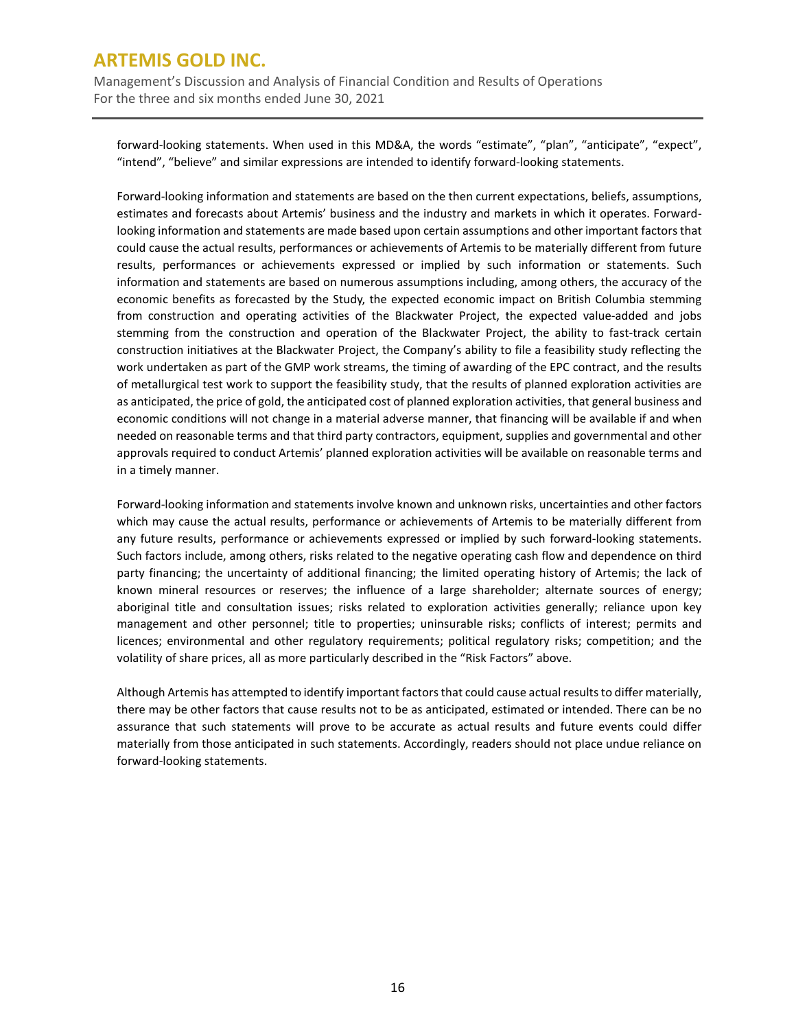forward-looking statements. When used in this MD&A, the words “estimate”, “plan”, “anticipate”, “expect”, “intend”, “believe” and similar expressions are intended to identify forward-looking statements.

Forward-looking information and statements are based on the then current expectations, beliefs, assumptions, estimates and forecasts about Artemis’ business and the industry and markets in which it operates. Forward-looking information and statements are made based upon certain assumptions and other important factors that could cause the actual results, performances or achievements of Artemis to be materially different from future results, performances or achievements expressed or implied by such information or statements. Such information and statements are based on numerous assumptions including, among others, the accuracy of the economic benefits as forecasted by the Study, the expected economic impact on British Columbia stemming from construction and operating activities of the Blackwater Project, the expected value-added and jobs stemming from the construction and operation of the Blackwater Project, the ability to fast-track certain construction initiatives at the Blackwater Project, the Company’s ability to file a feasibility study reflecting the work undertaken as part of the GMP work streams, the timing of awarding of the EPC contract, and the results of metallurgical test work to support the feasibility study, that the results of planned exploration activities are as anticipated, the price of gold, the anticipated cost of planned exploration activities, that general business and economic conditions will not change in a material adverse manner, that financing will be available if and when needed on reasonable terms and that third party contractors, equipment, supplies and governmental and other approvals required to conduct Artemis’ planned exploration activities will be available on reasonable terms and in a timely manner.

Forward-looking information and statements involve known and unknown risks, uncertainties and other factors which may cause the actual results, performance or achievements of Artemis to be materially different from any future results, performance or achievements expressed or implied by such forward-looking statements. Such factors include, among others, risks related to the negative operating cash flow and dependence on third party financing; the uncertainty of additional financing; the limited operating history of Artemis; the lack of known mineral resources or reserves; the influence of a large shareholder; alternate sources of energy; aboriginal title and consultation issues; risks related to exploration activities generally; reliance upon key management and other personnel; title to properties; uninsurable risks; conflicts of interest; permits and licences; environmental and other regulatory requirements; political regulatory risks; competition; and the volatility of share prices, all as more particularly described in the “Risk Factors” above.

Although Artemis has attempted to identify important factors that could cause actual results to differ materially, there may be other factors that cause results not to be as anticipated, estimated or intended. There can be no assurance that such statements will prove to be accurate as actual results and future events could differ materially from those anticipated in such statements. Accordingly, readers should not place undue reliance on forward-looking statements.